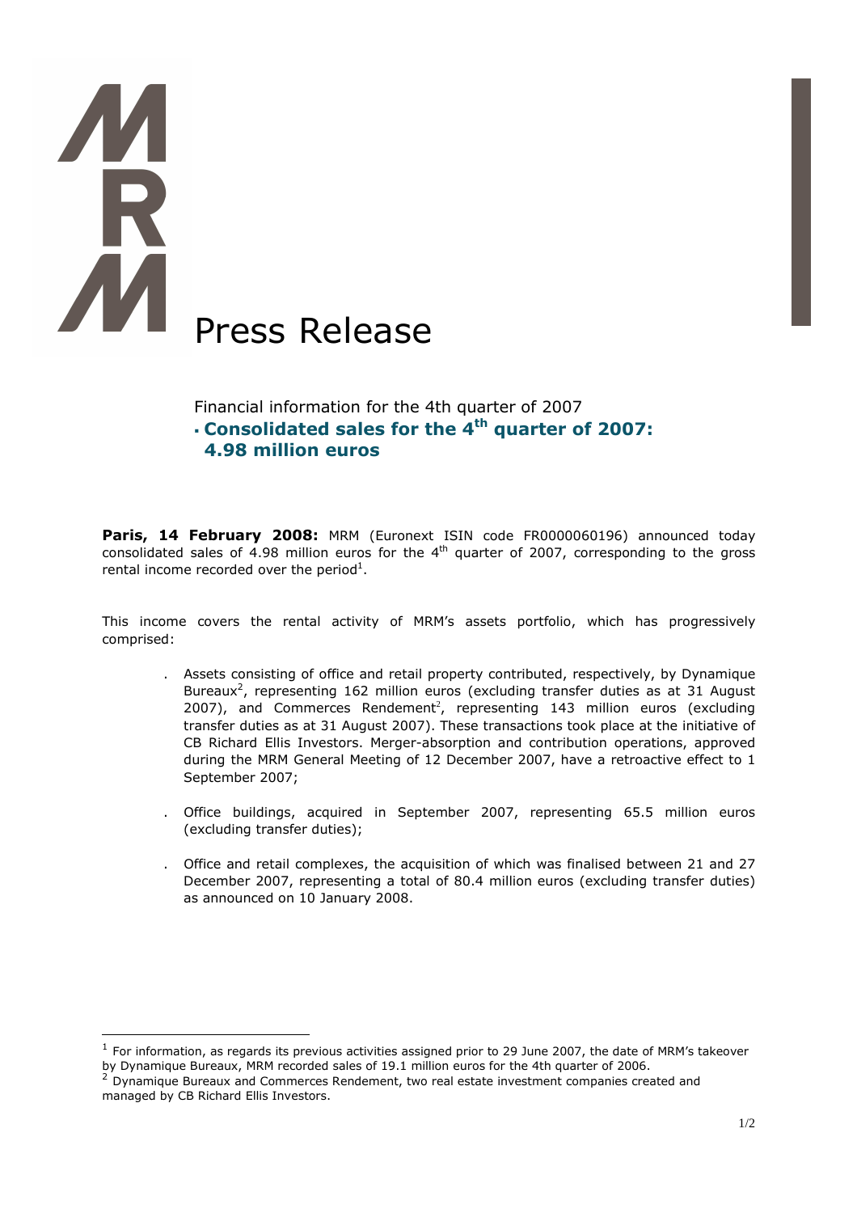# Press Release

Financial information for the 4th quarter of 2007

- **Consolidated sales for the 4th quarter of 2007: 4.98 million euros**

**Paris, 14 February 2008:** MRM (Euronext ISIN code FR0000060196) announced today consolidated sales of 4.98 million euros for the 4th quarter of 2007, corresponding to the gross rental income recorded over the period[1].

This income covers the rental activity of MRM's assets portfolio, which has progressively comprised:

- Assets consisting of office and retail property contributed, respectively, by Dynamique Bureaux[2], representing 162 million euros (excluding transfer duties as at 31 August 2007), and Commerces Rendement[2], representing 143 million euros (excluding transfer duties as at 31 August 2007). These transactions took place at the initiative of CB Richard Ellis Investors. Merger-absorption and contribution operations, approved during the MRM General Meeting of 12 December 2007, have a retroactive effect to 1 September 2007;
- Office buildings, acquired in September 2007, representing 65.5 million euros (excluding transfer duties);
- Office and retail complexes, the acquisition of which was finalised between 21 and 27 December 2007, representing a total of 80.4 million euros (excluding transfer duties) as announced on 10 January 2008.

---

[1] For information, as regards its previous activities assigned prior to 29 June 2007, the date of MRM's takeover by Dynamique Bureaux, MRM recorded sales of 19.1 million euros for the 4th quarter of 2006.

[2] Dynamique Bureaux and Commerces Rendement, two real estate investment companies created and managed by CB Richard Ellis Investors.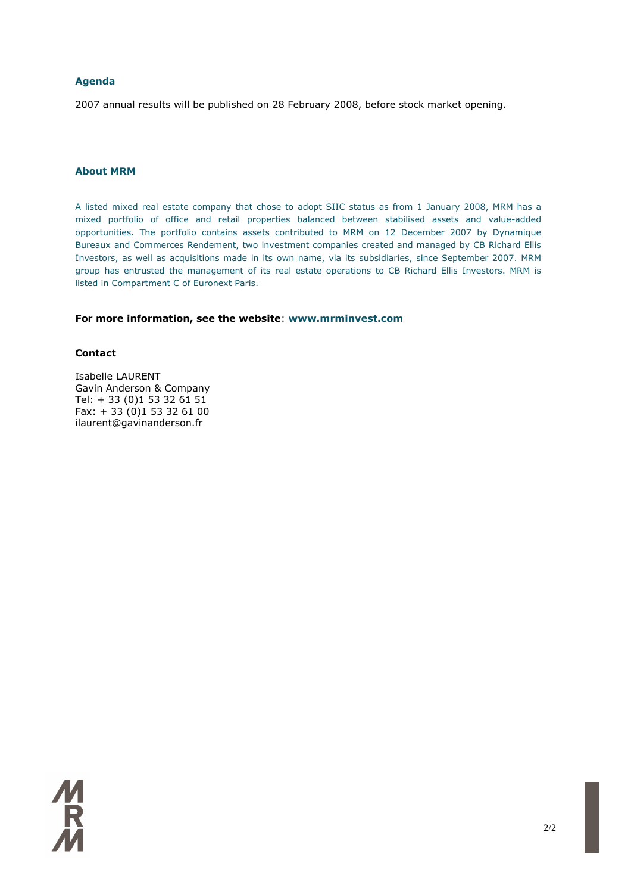## Agenda

2007 annual results will be published on 28 February 2008, before stock market opening.

## About MRM

A listed mixed real estate company that chose to adopt SIIC status as from 1 January 2008, MRM has a mixed portfolio of office and retail properties balanced between stabilised assets and value-added opportunities. The portfolio contains assets contributed to MRM on 12 December 2007 by Dynamique Bureaux and Commerces Rendement, two investment companies created and managed by CB Richard Ellis Investors, as well as acquisitions made in its own name, via its subsidiaries, since September 2007. MRM group has entrusted the management of its real estate operations to CB Richard Ellis Investors. MRM is listed in Compartment C of Euronext Paris.

**For more information, see the website**: **www.mrminvest.com**

**Contact**

Isabelle LAURENT
Gavin Anderson & Company
Tel: + 33 (0)1 53 32 61 51
Fax: + 33 (0)1 53 32 61 00
ilaurent@gavinanderson.fr